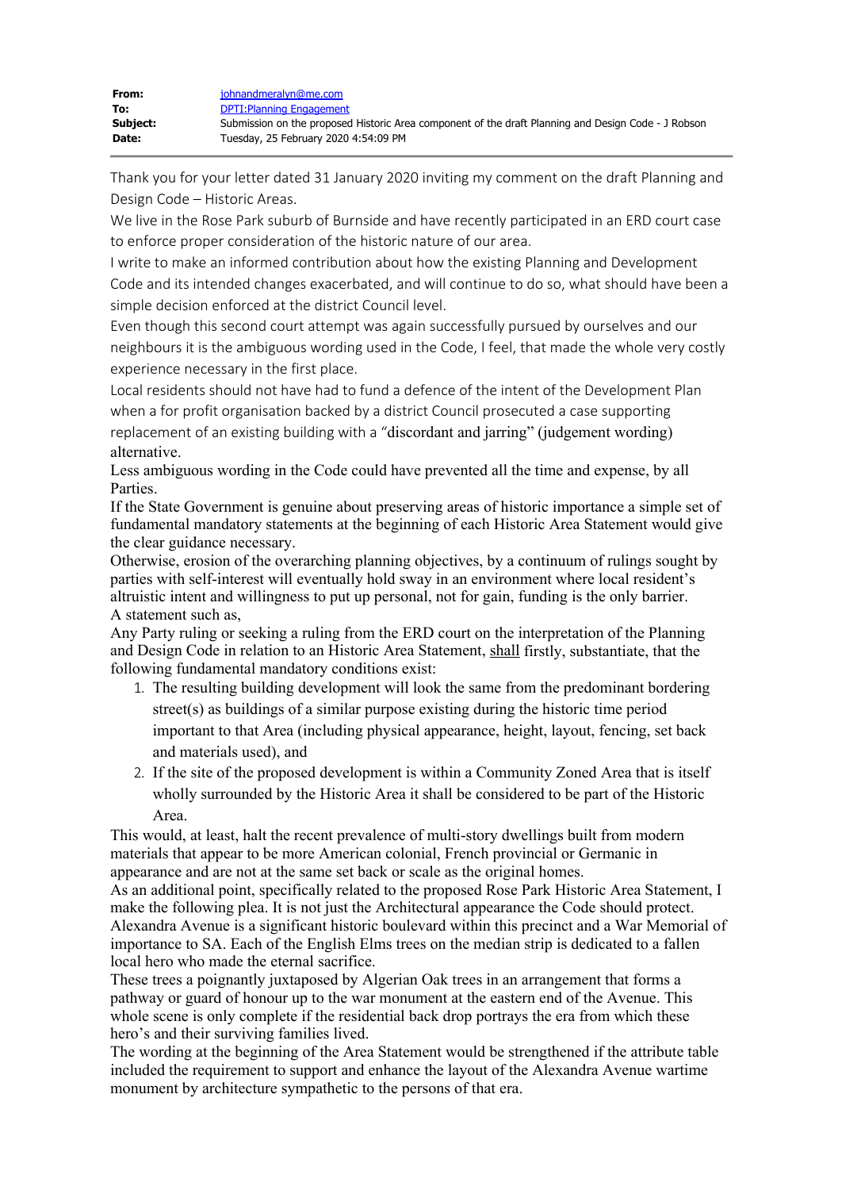| | |
|---|---|
| **From:** | johnandmeralyn@me.com |
| **To:** | DPTI:Planning Engagement |
| **Subject:** | Submission on the proposed Historic Area component of the draft Planning and Design Code - J Robson |
| **Date:** | Tuesday, 25 February 2020 4:54:09 PM |

Thank you for your letter dated 31 January 2020 inviting my comment on the draft Planning and Design Code – Historic Areas.

We live in the Rose Park suburb of Burnside and have recently participated in an ERD court case to enforce proper consideration of the historic nature of our area.

I write to make an informed contribution about how the existing Planning and Development Code and its intended changes exacerbated, and will continue to do so, what should have been a simple decision enforced at the district Council level.

Even though this second court attempt was again successfully pursued by ourselves and our neighbours it is the ambiguous wording used in the Code, I feel, that made the whole very costly experience necessary in the first place.

Local residents should not have had to fund a defence of the intent of the Development Plan when a for profit organisation backed by a district Council prosecuted a case supporting replacement of an existing building with a "discordant and jarring" (judgement wording) alternative.

Less ambiguous wording in the Code could have prevented all the time and expense, by all Parties.

If the State Government is genuine about preserving areas of historic importance a simple set of fundamental mandatory statements at the beginning of each Historic Area Statement would give the clear guidance necessary.

Otherwise, erosion of the overarching planning objectives, by a continuum of rulings sought by parties with self-interest will eventually hold sway in an environment where local resident's altruistic intent and willingness to put up personal, not for gain, funding is the only barrier.

A statement such as,

Any Party ruling or seeking a ruling from the ERD court on the interpretation of the Planning and Design Code in relation to an Historic Area Statement, <u>shall</u> firstly, substantiate, that the following fundamental mandatory conditions exist:

1. The resulting building development will look the same from the predominant bordering street(s) as buildings of a similar purpose existing during the historic time period important to that Area (including physical appearance, height, layout, fencing, set back and materials used), and
2. If the site of the proposed development is within a Community Zoned Area that is itself wholly surrounded by the Historic Area it shall be considered to be part of the Historic Area.

This would, at least, halt the recent prevalence of multi-story dwellings built from modern materials that appear to be more American colonial, French provincial or Germanic in appearance and are not at the same set back or scale as the original homes.

As an additional point, specifically related to the proposed Rose Park Historic Area Statement, I make the following plea. It is not just the Architectural appearance the Code should protect. Alexandra Avenue is a significant historic boulevard within this precinct and a War Memorial of importance to SA. Each of the English Elms trees on the median strip is dedicated to a fallen local hero who made the eternal sacrifice.

These trees a poignantly juxtaposed by Algerian Oak trees in an arrangement that forms a pathway or guard of honour up to the war monument at the eastern end of the Avenue. This whole scene is only complete if the residential back drop portrays the era from which these hero's and their surviving families lived.

The wording at the beginning of the Area Statement would be strengthened if the attribute table included the requirement to support and enhance the layout of the Alexandra Avenue wartime monument by architecture sympathetic to the persons of that era.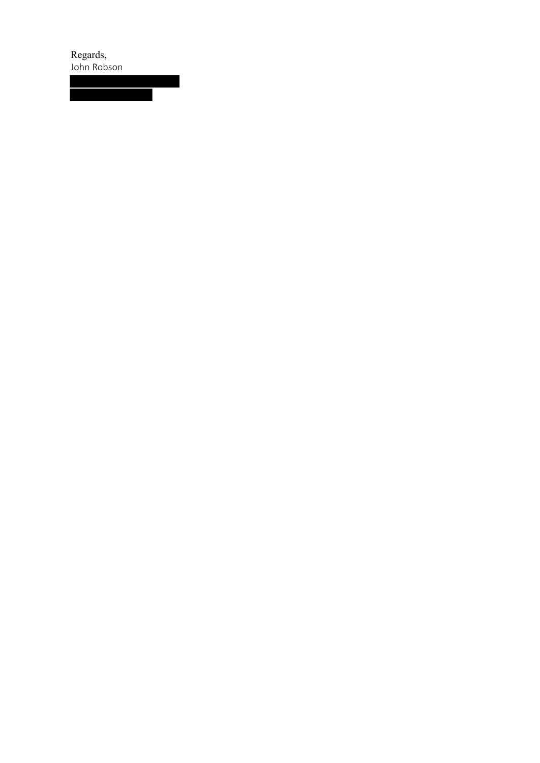Regards,
John Robson